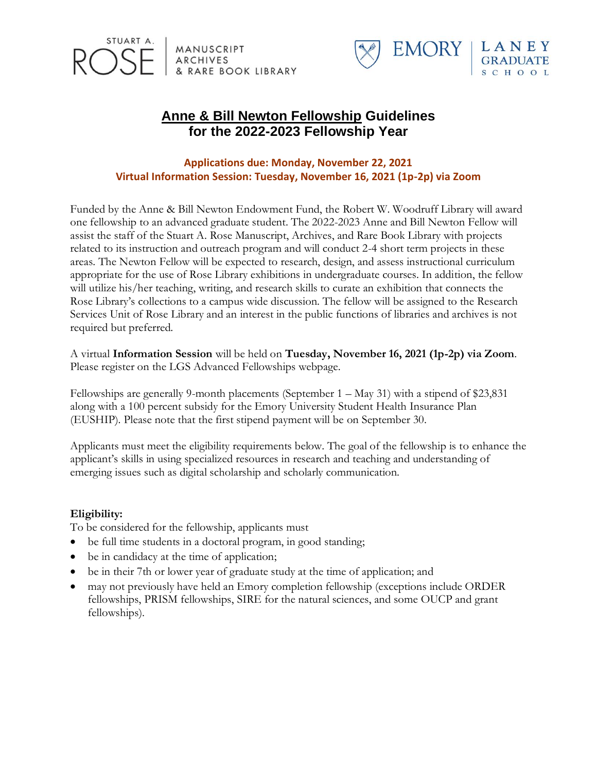STUART A. ROSE | MANUSCRIPT ARCHIVES & RARE BOOK LIBRARY

EMORY | LANEY GRADUATE SCHOOL

# Anne & Bill Newton Fellowship Guidelines for the 2022-2023 Fellowship Year

**Applications due: Monday, November 22, 2021**
**Virtual Information Session: Tuesday, November 16, 2021 (1p-2p) via Zoom**

Funded by the Anne & Bill Newton Endowment Fund, the Robert W. Woodruff Library will award one fellowship to an advanced graduate student. The 2022-2023 Anne and Bill Newton Fellow will assist the staff of the Stuart A. Rose Manuscript, Archives, and Rare Book Library with projects related to its instruction and outreach program and will conduct 2-4 short term projects in these areas. The Newton Fellow will be expected to research, design, and assess instructional curriculum appropriate for the use of Rose Library exhibitions in undergraduate courses. In addition, the fellow will utilize his/her teaching, writing, and research skills to curate an exhibition that connects the Rose Library's collections to a campus wide discussion. The fellow will be assigned to the Research Services Unit of Rose Library and an interest in the public functions of libraries and archives is not required but preferred.

A virtual **Information Session** will be held on **Tuesday, November 16, 2021 (1p-2p) via Zoom**. Please register on the LGS Advanced Fellowships webpage.

Fellowships are generally 9-month placements (September 1 – May 31) with a stipend of $23,831 along with a 100 percent subsidy for the Emory University Student Health Insurance Plan (EUSHIP). Please note that the first stipend payment will be on September 30.

Applicants must meet the eligibility requirements below. The goal of the fellowship is to enhance the applicant's skills in using specialized resources in research and teaching and understanding of emerging issues such as digital scholarship and scholarly communication.

**Eligibility:**

To be considered for the fellowship, applicants must

- be full time students in a doctoral program, in good standing;
- be in candidacy at the time of application;
- be in their 7th or lower year of graduate study at the time of application; and
- may not previously have held an Emory completion fellowship (exceptions include ORDER fellowships, PRISM fellowships, SIRE for the natural sciences, and some OUCP and grant fellowships).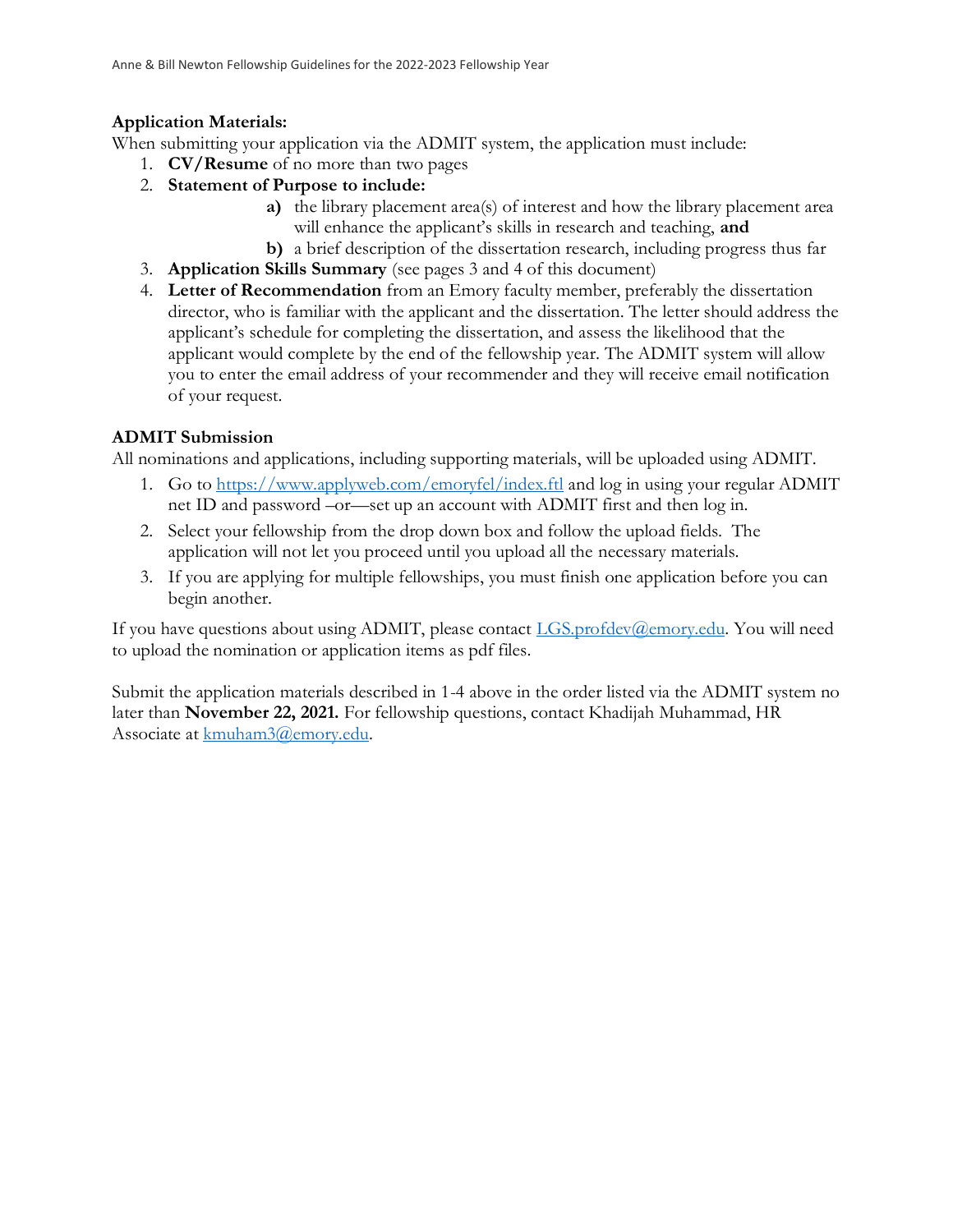**Application Materials:**

When submitting your application via the ADMIT system, the application must include:

1. **CV/Resume** of no more than two pages
2. **Statement of Purpose to include:**
   - **a)** the library placement area(s) of interest and how the library placement area will enhance the applicant's skills in research and teaching, **and**
   - **b)** a brief description of the dissertation research, including progress thus far
3. **Application Skills Summary** (see pages 3 and 4 of this document)
4. **Letter of Recommendation** from an Emory faculty member, preferably the dissertation director, who is familiar with the applicant and the dissertation. The letter should address the applicant's schedule for completing the dissertation, and assess the likelihood that the applicant would complete by the end of the fellowship year. The ADMIT system will allow you to enter the email address of your recommender and they will receive email notification of your request.

**ADMIT Submission**

All nominations and applications, including supporting materials, will be uploaded using ADMIT.

1. Go to https://www.applyweb.com/emoryfel/index.ftl and log in using your regular ADMIT net ID and password –or—set up an account with ADMIT first and then log in.
2. Select your fellowship from the drop down box and follow the upload fields. The application will not let you proceed until you upload all the necessary materials.
3. If you are applying for multiple fellowships, you must finish one application before you can begin another.

If you have questions about using ADMIT, please contact LGS.profdev@emory.edu. You will need to upload the nomination or application items as pdf files.

Submit the application materials described in 1-4 above in the order listed via the ADMIT system no later than **November 22, 2021.** For fellowship questions, contact Khadijah Muhammad, HR Associate at kmuham3@emory.edu.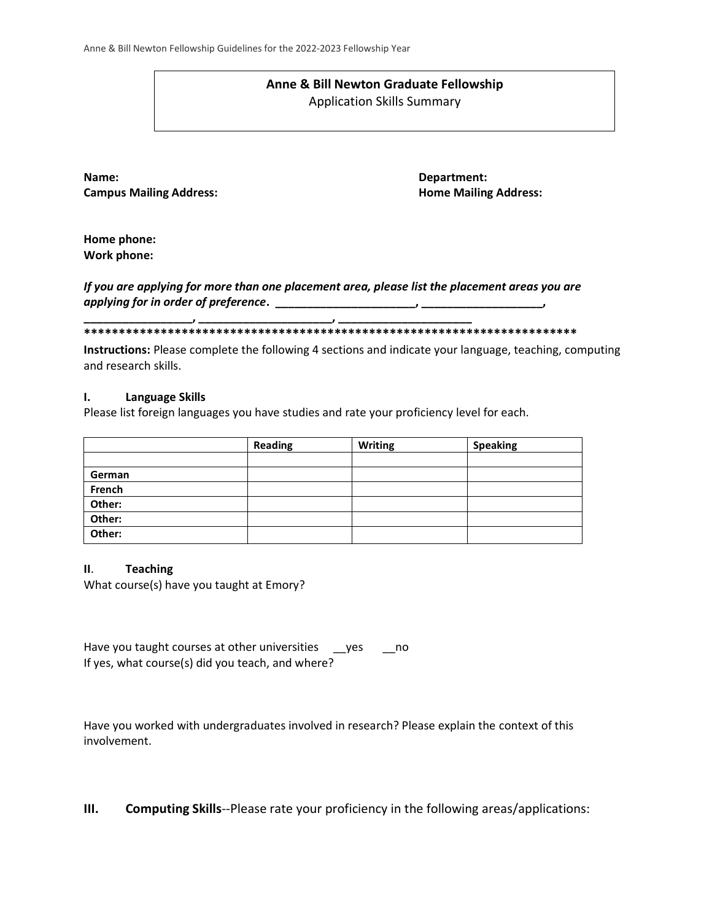**Anne & Bill Newton Graduate Fellowship**
Application Skills Summary

**Name:**

**Campus Mailing Address:**

**Department:**

**Home Mailing Address:**

**Home phone:**

**Work phone:**

***If you are applying for more than one placement area, please list the placement areas you are applying for in order of preference*. ______________________, ___________________, _________________, _____________________, _____________________**

*************************************************************************

**Instructions:** Please complete the following 4 sections and indicate your language, teaching, computing and research skills.

**I. Language Skills**

Please list foreign languages you have studies and rate your proficiency level for each.

| | **Reading** | **Writing** | **Speaking** |
|---|---|---|---|
| | | | |
| **German** | | | |
| **French** | | | |
| **Other:** | | | |
| **Other:** | | | |
| **Other:** | | | |

**II. Teaching**

What course(s) have you taught at Emory?

Have you taught courses at other universities __yes __no

If yes, what course(s) did you teach, and where?

Have you worked with undergraduates involved in research? Please explain the context of this involvement.

**III. Computing Skills**--Please rate your proficiency in the following areas/applications: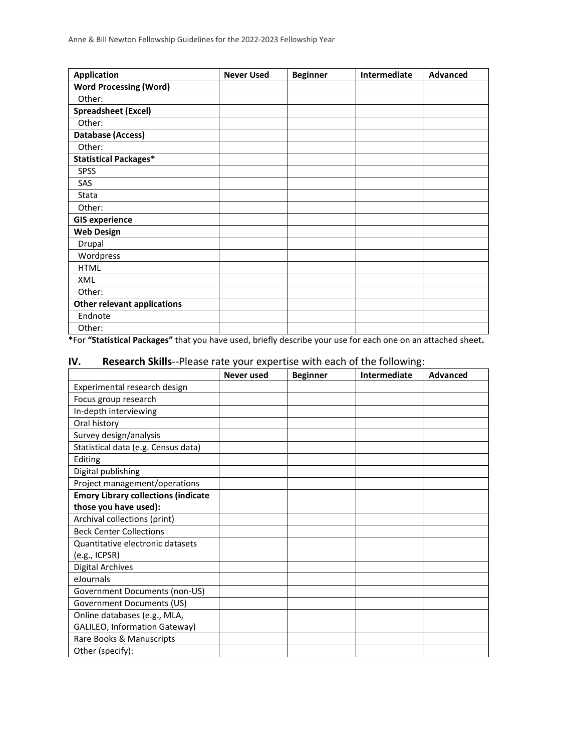| Application | Never Used | Beginner | Intermediate | Advanced |
|---|---|---|---|---|
| **Word Processing (Word)** | | | | |
| Other: | | | | |
| **Spreadsheet (Excel)** | | | | |
| Other: | | | | |
| **Database (Access)** | | | | |
| Other: | | | | |
| **Statistical Packages*** | | | | |
| SPSS | | | | |
| SAS | | | | |
| Stata | | | | |
| Other: | | | | |
| **GIS experience** | | | | |
| **Web Design** | | | | |
| Drupal | | | | |
| Wordpress | | | | |
| HTML | | | | |
| XML | | | | |
| Other: | | | | |
| **Other relevant applications** | | | | |
| Endnote | | | | |
| Other: | | | | |

***For "Statistical Packages"** that you have used, briefly describe your use for each one on an attached sheet**.**

## IV. **Research Skills**--Please rate your expertise with each of the following:

| | Never used | Beginner | Intermediate | Advanced |
|---|---|---|---|---|
| Experimental research design | | | | |
| Focus group research | | | | |
| In-depth interviewing | | | | |
| Oral history | | | | |
| Survey design/analysis | | | | |
| Statistical data (e.g. Census data) | | | | |
| Editing | | | | |
| Digital publishing | | | | |
| Project management/operations | | | | |
| **Emory Library collections (indicate those you have used):** | | | | |
| Archival collections (print) | | | | |
| Beck Center Collections | | | | |
| Quantitative electronic datasets (e.g., ICPSR) | | | | |
| Digital Archives | | | | |
| eJournals | | | | |
| Government Documents (non-US) | | | | |
| Government Documents (US) | | | | |
| Online databases (e.g., MLA, GALILEO, Information Gateway) | | | | |
| Rare Books & Manuscripts | | | | |
| Other (specify): | | | | |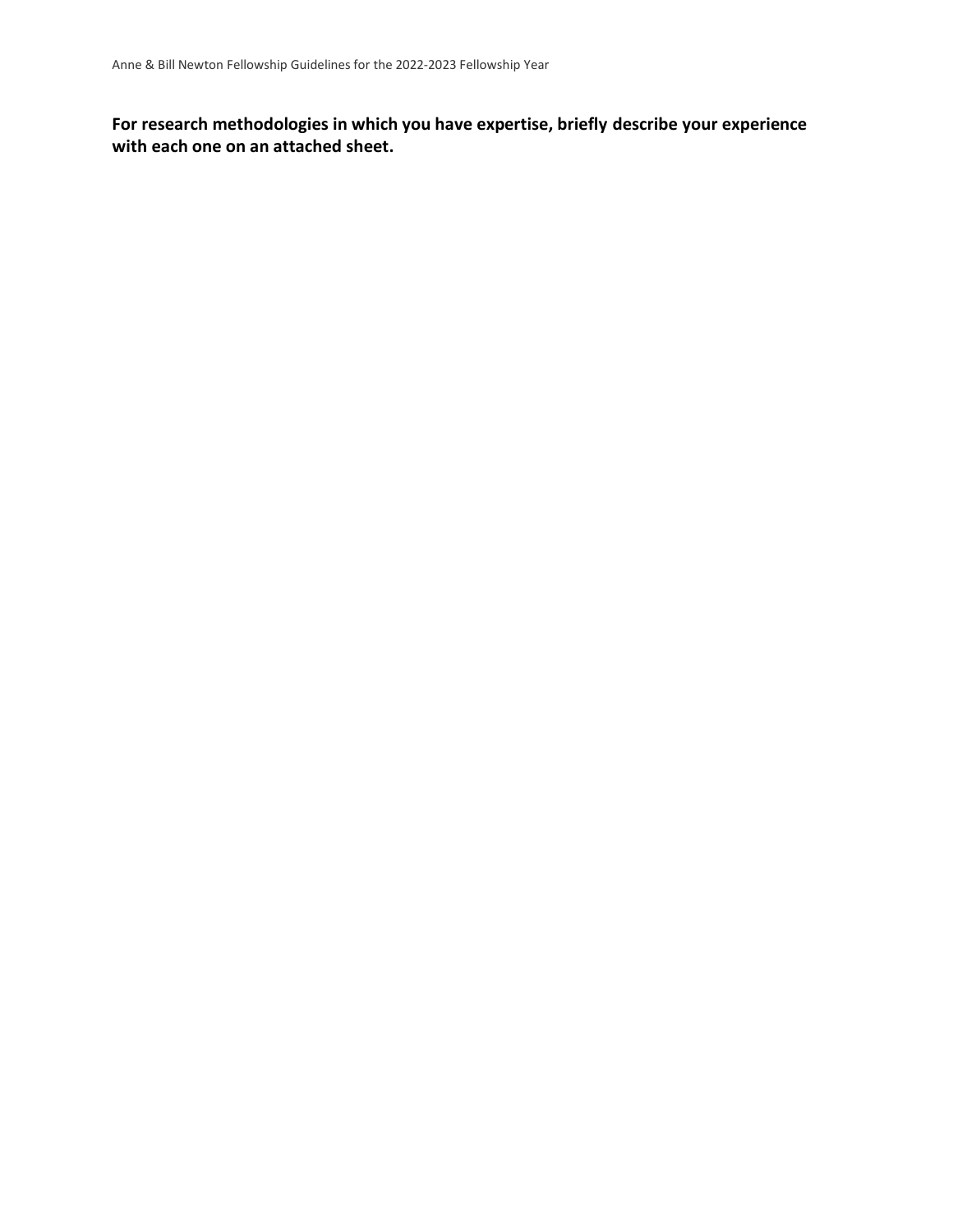**For research methodologies in which you have expertise, briefly describe your experience with each one on an attached sheet.**